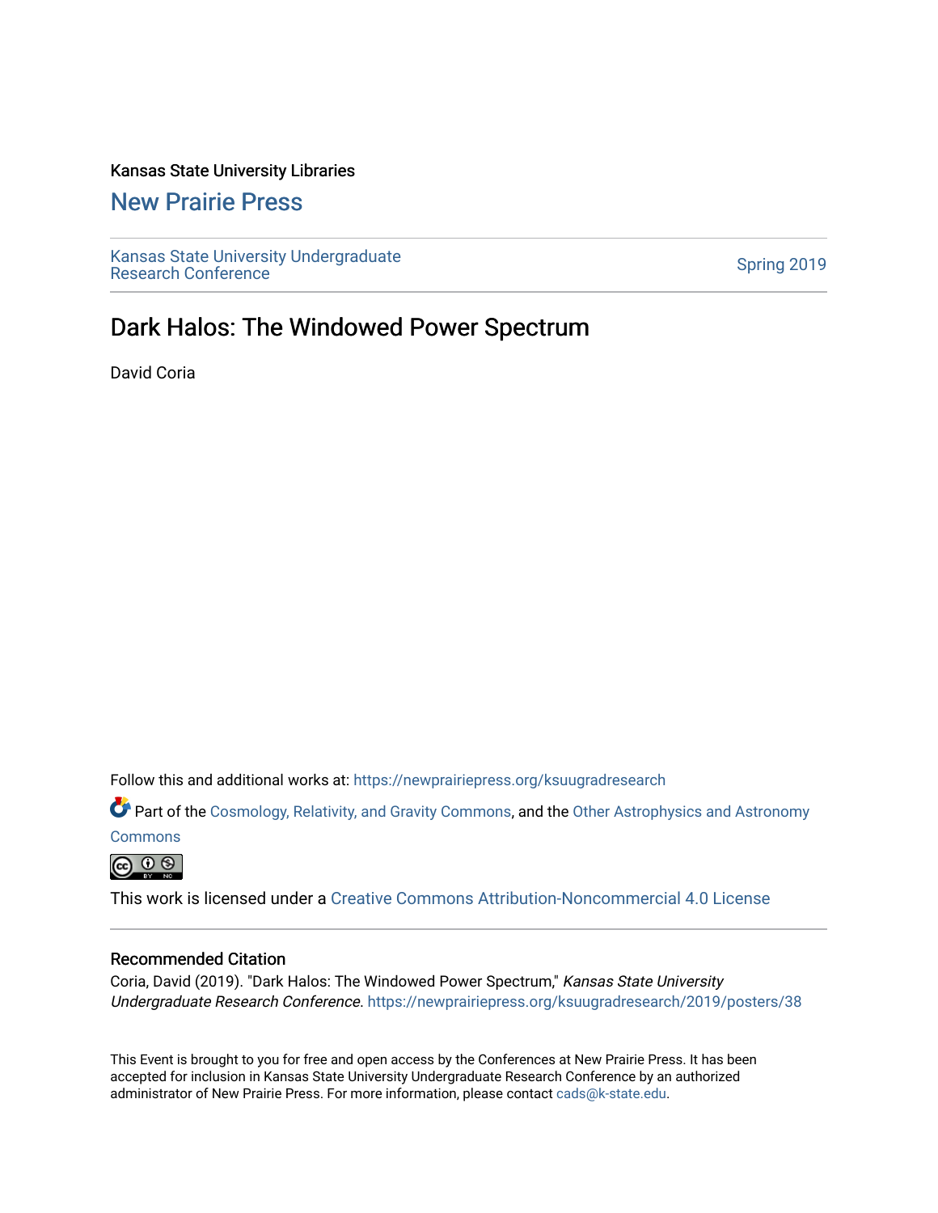Kansas State University Libraries

## New Prairie Press

Kansas State University Undergraduate Research Conference

Spring 2019

# Dark Halos: The Windowed Power Spectrum

David Coria

Follow this and additional works at: https://newprairiepress.org/ksuugradresearch

Part of the Cosmology, Relativity, and Gravity Commons, and the Other Astrophysics and Astronomy Commons

This work is licensed under a Creative Commons Attribution-Noncommercial 4.0 License

### Recommended Citation

Coria, David (2019). "Dark Halos: The Windowed Power Spectrum," *Kansas State University Undergraduate Research Conference*. https://newprairiepress.org/ksuugradresearch/2019/posters/38

This Event is brought to you for free and open access by the Conferences at New Prairie Press. It has been accepted for inclusion in Kansas State University Undergraduate Research Conference by an authorized administrator of New Prairie Press. For more information, please contact cads@k-state.edu.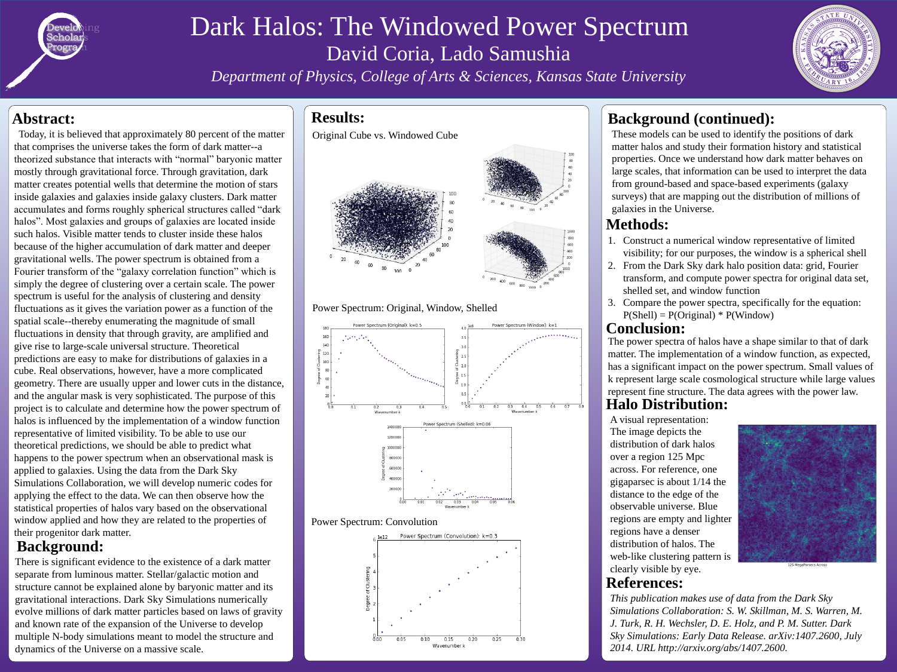# Dark Halos: The Windowed Power Spectrum

David Coria, Lado Samushia

*Department of Physics, College of Arts & Sciences, Kansas State University*

## Abstract:

Today, it is believed that approximately 80 percent of the matter that comprises the universe takes the form of dark matter--a theorized substance that interacts with "normal" baryonic matter mostly through gravitational force. Through gravitation, dark matter creates potential wells that determine the motion of stars inside galaxies and galaxies inside galaxy clusters. Dark matter accumulates and forms roughly spherical structures called "dark halos". Most galaxies and groups of galaxies are located inside such halos. Visible matter tends to cluster inside these halos because of the higher accumulation of dark matter and deeper gravitational wells. The power spectrum is obtained from a Fourier transform of the "galaxy correlation function" which is simply the degree of clustering over a certain scale. The power spectrum is useful for the analysis of clustering and density fluctuations as it gives the variation power as a function of the spatial scale--thereby enumerating the magnitude of small fluctuations in density that through gravity, are amplified and give rise to large-scale universal structure. Theoretical predictions are easy to make for distributions of galaxies in a cube. Real observations, however, have a more complicated geometry. There are usually upper and lower cuts in the distance, and the angular mask is very sophisticated. The purpose of this project is to calculate and determine how the power spectrum of halos is influenced by the implementation of a window function representative of limited visibility. To be able to use our theoretical predictions, we should be able to predict what happens to the power spectrum when an observational mask is applied to galaxies. Using the data from the Dark Sky Simulations Collaboration, we will develop numeric codes for applying the effect to the data. We can then observe how the statistical properties of halos vary based on the observational window applied and how they are related to the properties of their progenitor dark matter.

## Background:

There is significant evidence to the existence of a dark matter separate from luminous matter. Stellar/galactic motion and structure cannot be explained alone by baryonic matter and its gravitational interactions. Dark Sky Simulations numerically evolve millions of dark matter particles based on laws of gravity and known rate of the expansion of the Universe to develop multiple N-body simulations meant to model the structure and dynamics of the Universe on a massive scale.

## Results:

Original Cube vs. Windowed Cube

Power Spectrum: Original, Window, Shelled

Power Spectrum (Original): k=0.5

Power Spectrum (Window): k=1

Power Spectrum (Shelled): k=0.06

Power Spectrum: Convolution

Power Spectrum (Convolution): k=0.3

## Background (continued):

These models can be used to identify the positions of dark matter halos and study their formation history and statistical properties. Once we understand how dark matter behaves on large scales, that information can be used to interpret the data from ground-based and space-based experiments (galaxy surveys) that are mapping out the distribution of millions of galaxies in the Universe.

## Methods:

1. Construct a numerical window representative of limited visibility; for our purposes, the window is a spherical shell
2. From the Dark Sky dark halo position data: grid, Fourier transform, and compute power spectra for original data set, shelled set, and window function
3. Compare the power spectra, specifically for the equation: P(Shell) = P(Original) * P(Window)

## Conclusion:

The power spectra of halos have a shape similar to that of dark matter. The implementation of a window function, as expected, has a significant impact on the power spectrum. Small values of k represent large scale cosmological structure while large values represent fine structure. The data agrees with the power law.

## Halo Distribution:

A visual representation: The image depicts the distribution of dark halos over a region 125 Mpc across. For reference, one gigaparsec is about 1/14 the distance to the edge of the observable universe. Blue regions are empty and lighter regions have a denser distribution of halos. The web-like clustering pattern is clearly visible by eye.

125 MegaParsecs Across

## References:

*This publication makes use of data from the Dark Sky Simulations Collaboration: S. W. Skillman, M. S. Warren, M. J. Turk, R. H. Wechsler, D. E. Holz, and P. M. Sutter. Dark Sky Simulations: Early Data Release. arXiv:1407.2600, July 2014. URL http://arxiv.org/abs/1407.2600.*